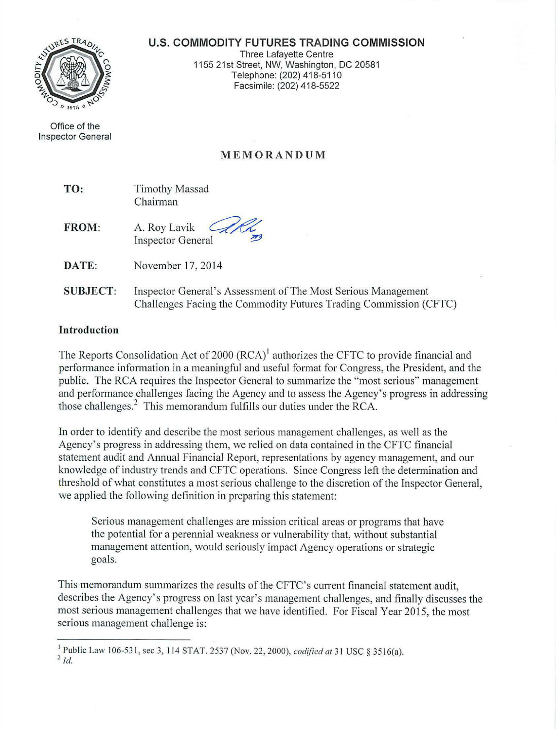**U.S. COMMODITY FUTURES TRADING COMMISSION**

Three Lafayette Centre
1155 21st Street, NW, Washington, DC 20581
Telephone: (202) 418-5110
Facsimile: (202) 418-5522

Office of the Inspector General

# MEMORANDUM

**TO:** Timothy Massad
Chairman

**FROM:** A. Roy Lavik
Inspector General

**DATE:** November 17, 2014

**SUBJECT:** Inspector General's Assessment of The Most Serious Management Challenges Facing the Commodity Futures Trading Commission (CFTC)

## Introduction

The Reports Consolidation Act of 2000 (RCA)[1] authorizes the CFTC to provide financial and performance information in a meaningful and useful format for Congress, the President, and the public. The RCA requires the Inspector General to summarize the "most serious" management and performance challenges facing the Agency and to assess the Agency's progress in addressing those challenges.[2] This memorandum fulfills our duties under the RCA.

In order to identify and describe the most serious management challenges, as well as the Agency's progress in addressing them, we relied on data contained in the CFTC financial statement audit and Annual Financial Report, representations by agency management, and our knowledge of industry trends and CFTC operations. Since Congress left the determination and threshold of what constitutes a most serious challenge to the discretion of the Inspector General, we applied the following definition in preparing this statement:

> Serious management challenges are mission critical areas or programs that have the potential for a perennial weakness or vulnerability that, without substantial management attention, would seriously impact Agency operations or strategic goals.

This memorandum summarizes the results of the CFTC's current financial statement audit, describes the Agency's progress on last year's management challenges, and finally discusses the most serious management challenges that we have identified. For Fiscal Year 2015, the most serious management challenge is:

---

[1] Public Law 106-531, sec 3, 114 STAT. 2537 (Nov. 22, 2000), *codified at* 31 USC § 3516(a).

[2] *Id.*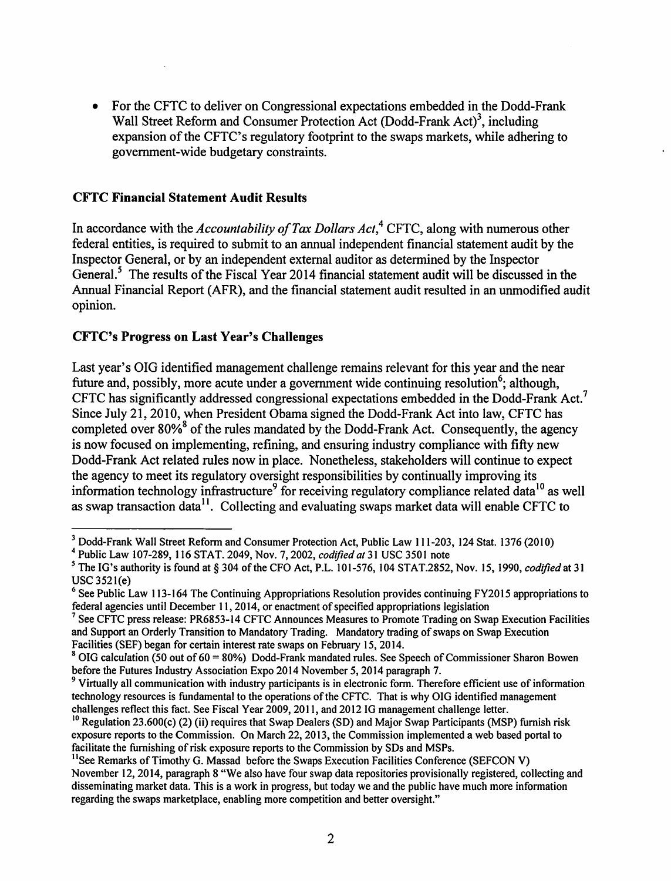- For the CFTC to deliver on Congressional expectations embedded in the Dodd-Frank Wall Street Reform and Consumer Protection Act (Dodd-Frank Act)[3], including expansion of the CFTC's regulatory footprint to the swaps markets, while adhering to government-wide budgetary constraints.

**CFTC Financial Statement Audit Results**

In accordance with the *Accountability of Tax Dollars Act*,[4] CFTC, along with numerous other federal entities, is required to submit to an annual independent financial statement audit by the Inspector General, or by an independent external auditor as determined by the Inspector General.[5] The results of the Fiscal Year 2014 financial statement audit will be discussed in the Annual Financial Report (AFR), and the financial statement audit resulted in an unmodified audit opinion.

**CFTC's Progress on Last Year's Challenges**

Last year's OIG identified management challenge remains relevant for this year and the near future and, possibly, more acute under a government wide continuing resolution[6]; although, CFTC has significantly addressed congressional expectations embedded in the Dodd-Frank Act.[7] Since July 21, 2010, when President Obama signed the Dodd-Frank Act into law, CFTC has completed over 80%[8] of the rules mandated by the Dodd-Frank Act. Consequently, the agency is now focused on implementing, refining, and ensuring industry compliance with fifty new Dodd-Frank Act related rules now in place. Nonetheless, stakeholders will continue to expect the agency to meet its regulatory oversight responsibilities by continually improving its information technology infrastructure[9] for receiving regulatory compliance related data[10] as well as swap transaction data[11]. Collecting and evaluating swaps market data will enable CFTC to

---

[3] Dodd-Frank Wall Street Reform and Consumer Protection Act, Public Law 111-203, 124 Stat. 1376 (2010)

[4] Public Law 107-289, 116 STAT. 2049, Nov. 7, 2002, *codified at* 31 USC 3501 note

[5] The IG's authority is found at § 304 of the CFO Act, P.L. 101-576, 104 STAT.2852, Nov. 15, 1990, *codified* at 31 USC 3521(e)

[6] See Public Law 113-164 The Continuing Appropriations Resolution provides continuing FY2015 appropriations to federal agencies until December 11, 2014, or enactment of specified appropriations legislation

[7] See CFTC press release: PR6853-14 CFTC Announces Measures to Promote Trading on Swap Execution Facilities and Support an Orderly Transition to Mandatory Trading. Mandatory trading of swaps on Swap Execution Facilities (SEF) began for certain interest rate swaps on February 15, 2014.

[8] OIG calculation (50 out of 60 = 80%) Dodd-Frank mandated rules. See Speech of Commissioner Sharon Bowen before the Futures Industry Association Expo 2014 November 5, 2014 paragraph 7.

[9] Virtually all communication with industry participants is in electronic form. Therefore efficient use of information technology resources is fundamental to the operations of the CFTC. That is why OIG identified management challenges reflect this fact. See Fiscal Year 2009, 2011, and 2012 IG management challenge letter.

[10] Regulation 23.600(c) (2) (ii) requires that Swap Dealers (SD) and Major Swap Participants (MSP) furnish risk exposure reports to the Commission. On March 22, 2013, the Commission implemented a web based portal to facilitate the furnishing of risk exposure reports to the Commission by SDs and MSPs.

[11] See Remarks of Timothy G. Massad before the Swaps Execution Facilities Conference (SEFCON V) November 12, 2014, paragraph 8 "We also have four swap data repositories provisionally registered, collecting and disseminating market data. This is a work in progress, but today we and the public have much more information regarding the swaps marketplace, enabling more competition and better oversight."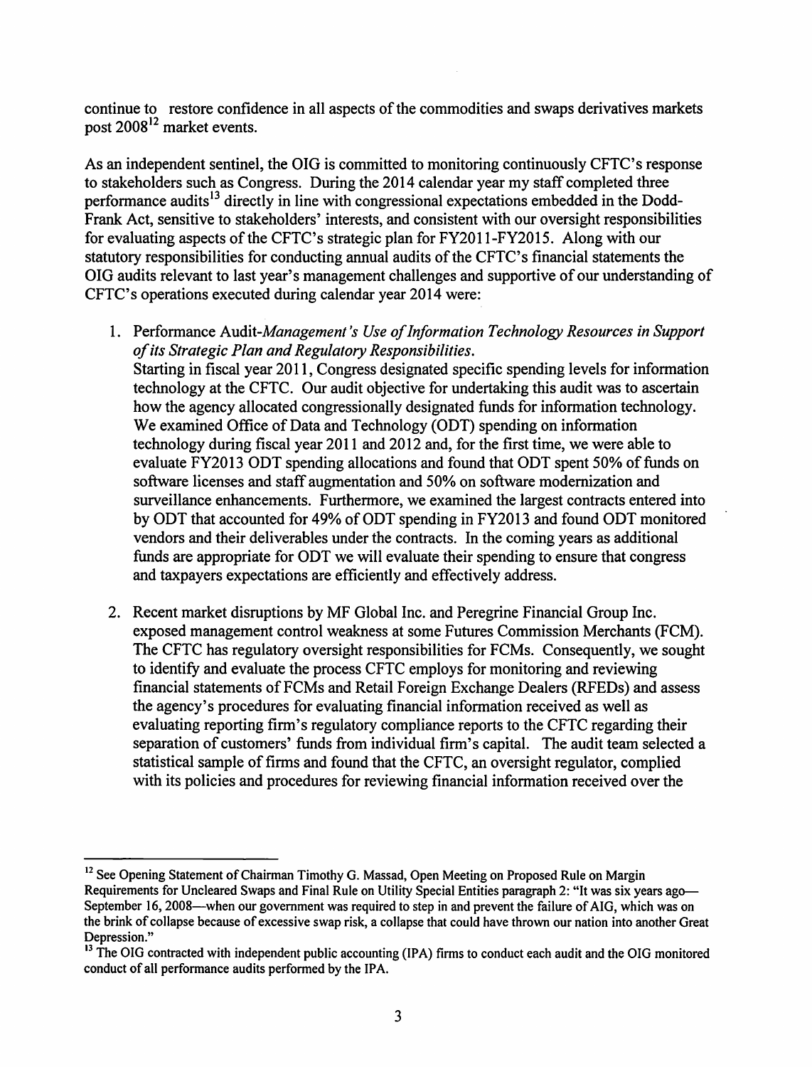continue to restore confidence in all aspects of the commodities and swaps derivatives markets post 2008[12] market events.

As an independent sentinel, the OIG is committed to monitoring continuously CFTC's response to stakeholders such as Congress. During the 2014 calendar year my staff completed three performance audits[13] directly in line with congressional expectations embedded in the Dodd-Frank Act, sensitive to stakeholders' interests, and consistent with our oversight responsibilities for evaluating aspects of the CFTC's strategic plan for FY2011-FY2015. Along with our statutory responsibilities for conducting annual audits of the CFTC's financial statements the OIG audits relevant to last year's management challenges and supportive of our understanding of CFTC's operations executed during calendar year 2014 were:

1. Performance Audit-*Management's Use of Information Technology Resources in Support of its Strategic Plan and Regulatory Responsibilities*.
   Starting in fiscal year 2011, Congress designated specific spending levels for information technology at the CFTC. Our audit objective for undertaking this audit was to ascertain how the agency allocated congressionally designated funds for information technology. We examined Office of Data and Technology (ODT) spending on information technology during fiscal year 2011 and 2012 and, for the first time, we were able to evaluate FY2013 ODT spending allocations and found that ODT spent 50% of funds on software licenses and staff augmentation and 50% on software modernization and surveillance enhancements. Furthermore, we examined the largest contracts entered into by ODT that accounted for 49% of ODT spending in FY2013 and found ODT monitored vendors and their deliverables under the contracts. In the coming years as additional funds are appropriate for ODT we will evaluate their spending to ensure that congress and taxpayers expectations are efficiently and effectively address.

2. Recent market disruptions by MF Global Inc. and Peregrine Financial Group Inc. exposed management control weakness at some Futures Commission Merchants (FCM). The CFTC has regulatory oversight responsibilities for FCMs. Consequently, we sought to identify and evaluate the process CFTC employs for monitoring and reviewing financial statements of FCMs and Retail Foreign Exchange Dealers (RFEDs) and assess the agency's procedures for evaluating financial information received as well as evaluating reporting firm's regulatory compliance reports to the CFTC regarding their separation of customers' funds from individual firm's capital. The audit team selected a statistical sample of firms and found that the CFTC, an oversight regulator, complied with its policies and procedures for reviewing financial information received over the

---

[12] See Opening Statement of Chairman Timothy G. Massad, Open Meeting on Proposed Rule on Margin Requirements for Uncleared Swaps and Final Rule on Utility Special Entities paragraph 2: "It was six years ago—September 16, 2008—when our government was required to step in and prevent the failure of AIG, which was on the brink of collapse because of excessive swap risk, a collapse that could have thrown our nation into another Great Depression."

[13] The OIG contracted with independent public accounting (IPA) firms to conduct each audit and the OIG monitored conduct of all performance audits performed by the IPA.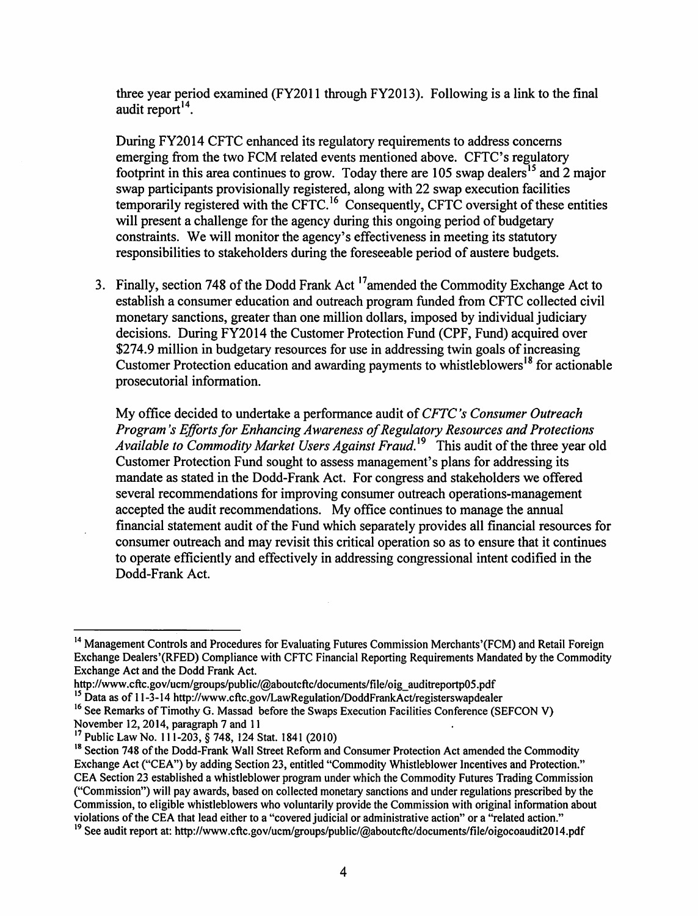three year period examined (FY2011 through FY2013). Following is a link to the final audit report[14].

During FY2014 CFTC enhanced its regulatory requirements to address concerns emerging from the two FCM related events mentioned above. CFTC's regulatory footprint in this area continues to grow. Today there are 105 swap dealers[15] and 2 major swap participants provisionally registered, along with 22 swap execution facilities temporarily registered with the CFTC.[16] Consequently, CFTC oversight of these entities will present a challenge for the agency during this ongoing period of budgetary constraints. We will monitor the agency's effectiveness in meeting its statutory responsibilities to stakeholders during the foreseeable period of austere budgets.

3. Finally, section 748 of the Dodd Frank Act [17]amended the Commodity Exchange Act to establish a consumer education and outreach program funded from CFTC collected civil monetary sanctions, greater than one million dollars, imposed by individual judiciary decisions. During FY2014 the Customer Protection Fund (CPF, Fund) acquired over $274.9 million in budgetary resources for use in addressing twin goals of increasing Customer Protection education and awarding payments to whistleblowers[18] for actionable prosecutorial information.

   My office decided to undertake a performance audit of *CFTC's Consumer Outreach Program's Efforts for Enhancing Awareness of Regulatory Resources and Protections Available to Commodity Market Users Against Fraud.*[19] This audit of the three year old Customer Protection Fund sought to assess management's plans for addressing its mandate as stated in the Dodd-Frank Act. For congress and stakeholders we offered several recommendations for improving consumer outreach operations-management accepted the audit recommendations. My office continues to manage the annual financial statement audit of the Fund which separately provides all financial resources for consumer outreach and may revisit this critical operation so as to ensure that it continues to operate efficiently and effectively in addressing congressional intent codified in the Dodd-Frank Act.

---

[14] Management Controls and Procedures for Evaluating Futures Commission Merchants'(FCM) and Retail Foreign Exchange Dealers'(RFED) Compliance with CFTC Financial Reporting Requirements Mandated by the Commodity Exchange Act and the Dodd Frank Act.
http://www.cftc.gov/ucm/groups/public/@aboutcftc/documents/file/oig_auditreportp05.pdf

[15] Data as of 11-3-14 http://www.cftc.gov/LawRegulation/DoddFrankAct/registerswapdealer

[16] See Remarks of Timothy G. Massad before the Swaps Execution Facilities Conference (SEFCON V) November 12, 2014, paragraph 7 and 11

[17] Public Law No. 111-203, § 748, 124 Stat. 1841 (2010)

[18] Section 748 of the Dodd-Frank Wall Street Reform and Consumer Protection Act amended the Commodity Exchange Act ("CEA") by adding Section 23, entitled "Commodity Whistleblower Incentives and Protection." CEA Section 23 established a whistleblower program under which the Commodity Futures Trading Commission ("Commission") will pay awards, based on collected monetary sanctions and under regulations prescribed by the Commission, to eligible whistleblowers who voluntarily provide the Commission with original information about violations of the CEA that lead either to a "covered judicial or administrative action" or a "related action."

[19] See audit report at: http://www.cftc.gov/ucm/groups/public/@aboutcftc/documents/file/oigocoaudit2014.pdf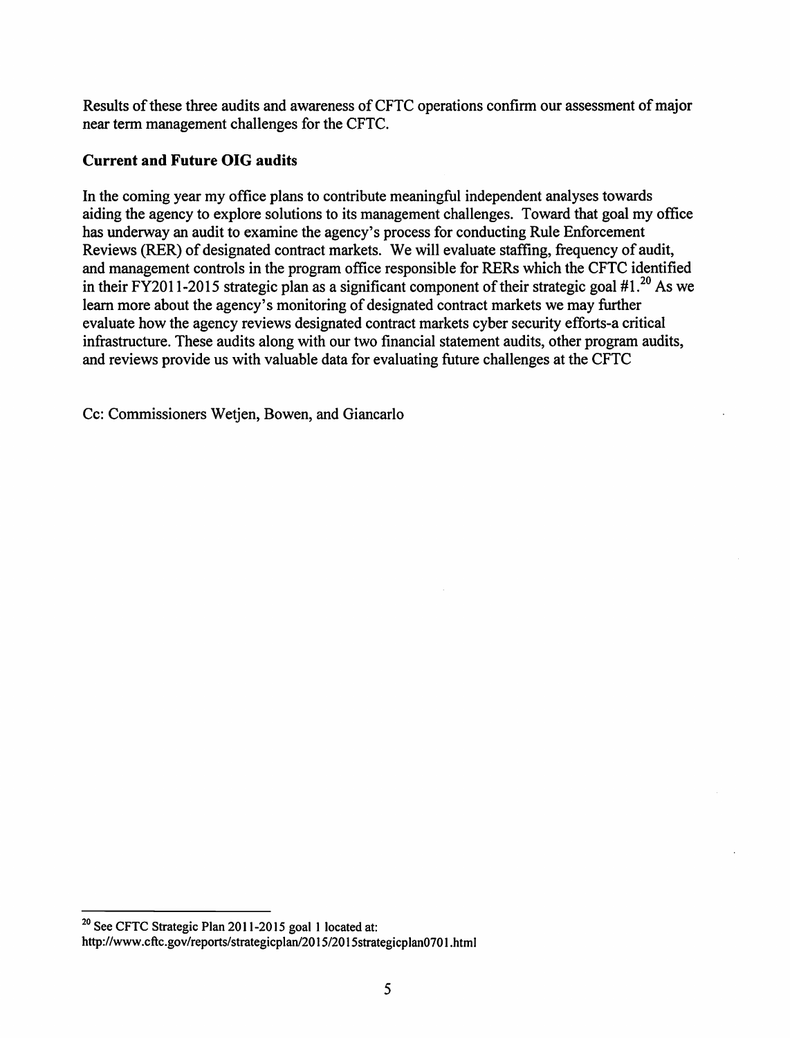Results of these three audits and awareness of CFTC operations confirm our assessment of major near term management challenges for the CFTC.

**Current and Future OIG audits**

In the coming year my office plans to contribute meaningful independent analyses towards aiding the agency to explore solutions to its management challenges. Toward that goal my office has underway an audit to examine the agency's process for conducting Rule Enforcement Reviews (RER) of designated contract markets. We will evaluate staffing, frequency of audit, and management controls in the program office responsible for RERs which the CFTC identified in their FY2011-2015 strategic plan as a significant component of their strategic goal #1.[20] As we learn more about the agency's monitoring of designated contract markets we may further evaluate how the agency reviews designated contract markets cyber security efforts-a critical infrastructure. These audits along with our two financial statement audits, other program audits, and reviews provide us with valuable data for evaluating future challenges at the CFTC

Cc: Commissioners Wetjen, Bowen, and Giancarlo

---

[20] See CFTC Strategic Plan 2011-2015 goal 1 located at:
http://www.cftc.gov/reports/strategicplan/2015/2015strategicplan0701.html